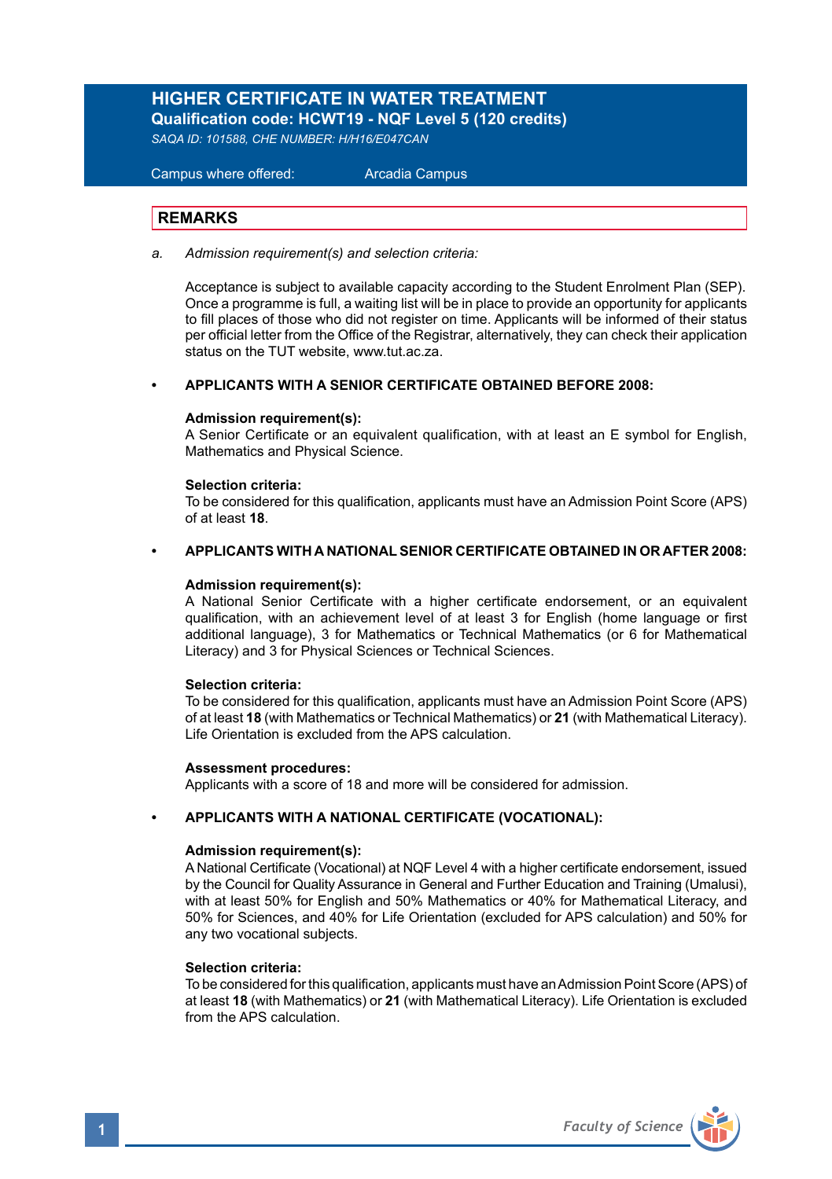# HIGHER CERTIFICATE IN WATER TREATMENT

**Qualification code: HCWT19 - NQF Level 5 (120 credits)**

*SAQA ID: 101588, CHE NUMBER: H/H16/E047CAN*

Campus where offered: Arcadia Campus

## REMARKS

a. *Admission requirement(s) and selection criteria:*

Acceptance is subject to available capacity according to the Student Enrolment Plan (SEP). Once a programme is full, a waiting list will be in place to provide an opportunity for applicants to fill places of those who did not register on time. Applicants will be informed of their status per official letter from the Office of the Registrar, alternatively, they can check their application status on the TUT website, www.tut.ac.za.

- **APPLICANTS WITH A SENIOR CERTIFICATE OBTAINED BEFORE 2008:**

**Admission requirement(s):**
A Senior Certificate or an equivalent qualification, with at least an E symbol for English, Mathematics and Physical Science.

**Selection criteria:**
To be considered for this qualification, applicants must have an Admission Point Score (APS) of at least **18**.

- **APPLICANTS WITH A NATIONAL SENIOR CERTIFICATE OBTAINED IN OR AFTER 2008:**

**Admission requirement(s):**
A National Senior Certificate with a higher certificate endorsement, or an equivalent qualification, with an achievement level of at least 3 for English (home language or first additional language), 3 for Mathematics or Technical Mathematics (or 6 for Mathematical Literacy) and 3 for Physical Sciences or Technical Sciences.

**Selection criteria:**
To be considered for this qualification, applicants must have an Admission Point Score (APS) of at least **18** (with Mathematics or Technical Mathematics) or **21** (with Mathematical Literacy). Life Orientation is excluded from the APS calculation.

**Assessment procedures:**
Applicants with a score of 18 and more will be considered for admission.

- **APPLICANTS WITH A NATIONAL CERTIFICATE (VOCATIONAL):**

**Admission requirement(s):**
A National Certificate (Vocational) at NQF Level 4 with a higher certificate endorsement, issued by the Council for Quality Assurance in General and Further Education and Training (Umalusi), with at least 50% for English and 50% Mathematics or 40% for Mathematical Literacy, and 50% for Sciences, and 40% for Life Orientation (excluded for APS calculation) and 50% for any two vocational subjects.

**Selection criteria:**
To be considered for this qualification, applicants must have an Admission Point Score (APS) of at least **18** (with Mathematics) or **21** (with Mathematical Literacy). Life Orientation is excluded from the APS calculation.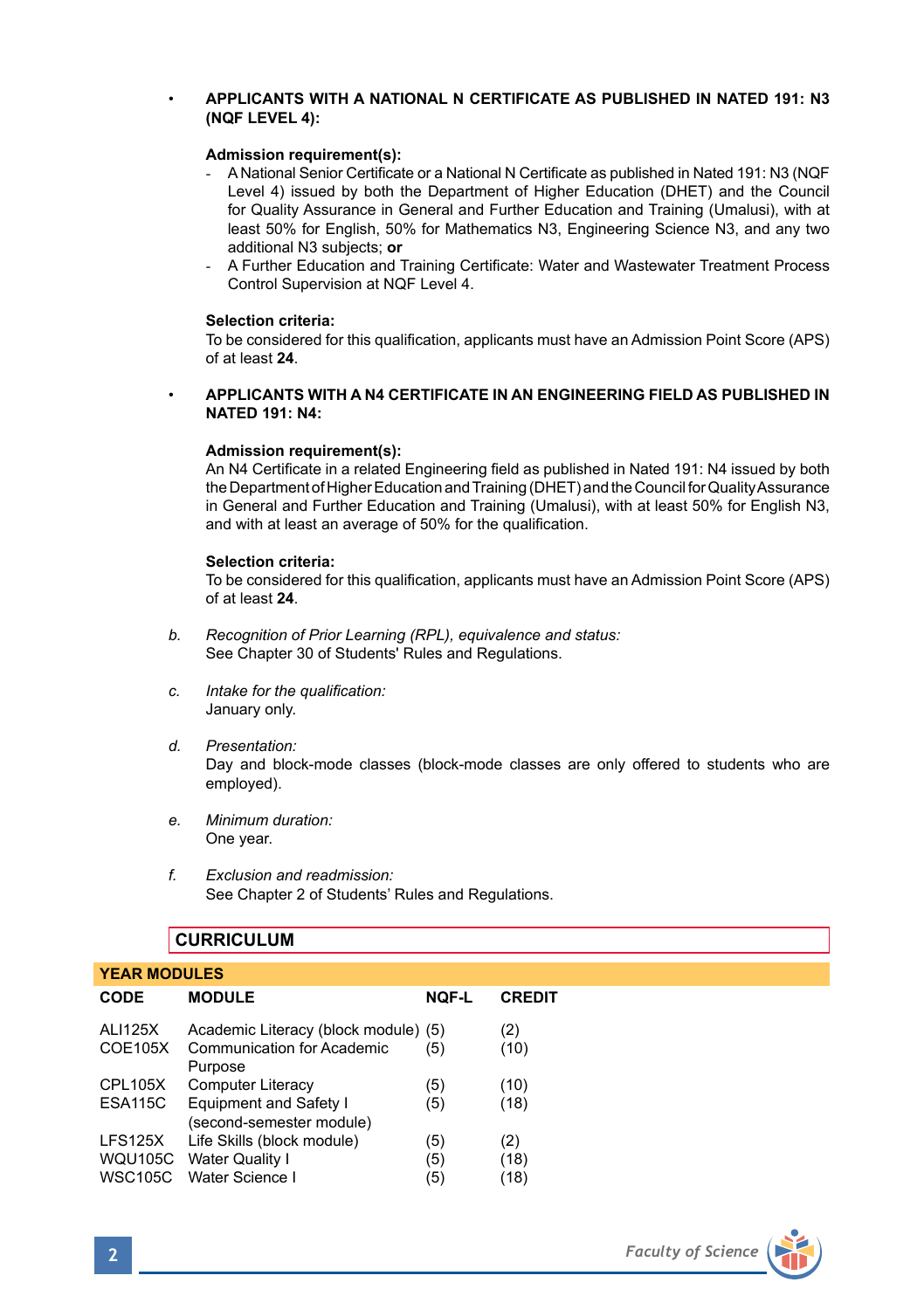- **APPLICANTS WITH A NATIONAL N CERTIFICATE AS PUBLISHED IN NATED 191: N3 (NQF LEVEL 4):**

  **Admission requirement(s):**
  - A National Senior Certificate or a National N Certificate as published in Nated 191: N3 (NQF Level 4) issued by both the Department of Higher Education (DHET) and the Council for Quality Assurance in General and Further Education and Training (Umalusi), with at least 50% for English, 50% for Mathematics N3, Engineering Science N3, and any two additional N3 subjects; **or**
  - A Further Education and Training Certificate: Water and Wastewater Treatment Process Control Supervision at NQF Level 4.

  **Selection criteria:**
  To be considered for this qualification, applicants must have an Admission Point Score (APS) of at least **24**.

- **APPLICANTS WITH A N4 CERTIFICATE IN AN ENGINEERING FIELD AS PUBLISHED IN NATED 191: N4:**

  **Admission requirement(s):**
  An N4 Certificate in a related Engineering field as published in Nated 191: N4 issued by both the Department of Higher Education and Training (DHET) and the Council for Quality Assurance in General and Further Education and Training (Umalusi), with at least 50% for English N3, and with at least an average of 50% for the qualification.

  **Selection criteria:**
  To be considered for this qualification, applicants must have an Admission Point Score (APS) of at least **24**.

b. *Recognition of Prior Learning (RPL), equivalence and status:*
See Chapter 30 of Students' Rules and Regulations.

c. *Intake for the qualification:*
January only.

d. *Presentation:*
Day and block-mode classes (block-mode classes are only offered to students who are employed).

e. *Minimum duration:*
One year.

f. *Exclusion and readmission:*
See Chapter 2 of Students' Rules and Regulations.

## CURRICULUM

**YEAR MODULES**

| CODE | MODULE | NQF-L | CREDIT |
|---|---|---|---|
| ALI125X | Academic Literacy (block module) | (5) | (2) |
| COE105X | Communication for Academic Purpose | (5) | (10) |
| CPL105X | Computer Literacy | (5) | (10) |
| ESA115C | Equipment and Safety I (second-semester module) | (5) | (18) |
| LFS125X | Life Skills (block module) | (5) | (2) |
| WQU105C | Water Quality I | (5) | (18) |
| WSC105C | Water Science I | (5) | (18) |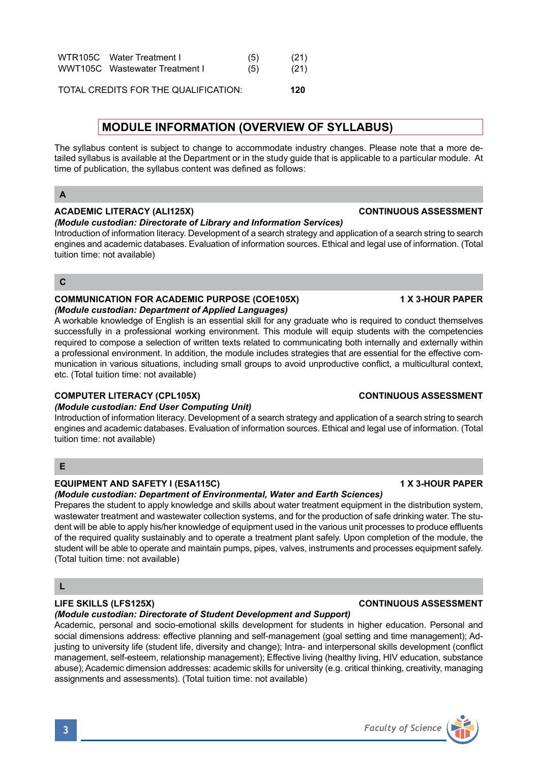| | | | |
|---|---|---|---|
| WTR105C | Water Treatment I | (5) | (21) |
| WWT105C | Wastewater Treatment I | (5) | (21) |

TOTAL CREDITS FOR THE QUALIFICATION: **120**

## MODULE INFORMATION (OVERVIEW OF SYLLABUS)

The syllabus content is subject to change to accommodate industry changes. Please note that a more detailed syllabus is available at the Department or in the study guide that is applicable to a particular module. At time of publication, the syllabus content was defined as follows:

### A

**ACADEMIC LITERACY (ALI125X)** **CONTINUOUS ASSESSMENT**
***(Module custodian: Directorate of Library and Information Services)***
Introduction of information literacy. Development of a search strategy and application of a search string to search engines and academic databases. Evaluation of information sources. Ethical and legal use of information. (Total tuition time: not available)

### C

**COMMUNICATION FOR ACADEMIC PURPOSE (COE105X)** **1 X 3-HOUR PAPER**
***(Module custodian: Department of Applied Languages)***
A workable knowledge of English is an essential skill for any graduate who is required to conduct themselves successfully in a professional working environment. This module will equip students with the competencies required to compose a selection of written texts related to communicating both internally and externally within a professional environment. In addition, the module includes strategies that are essential for the effective communication in various situations, including small groups to avoid unproductive conflict, a multicultural context, etc. (Total tuition time: not available)

**COMPUTER LITERACY (CPL105X)** **CONTINUOUS ASSESSMENT**
***(Module custodian: End User Computing Unit)***
Introduction of information literacy. Development of a search strategy and application of a search string to search engines and academic databases. Evaluation of information sources. Ethical and legal use of information. (Total tuition time: not available)

### E

**EQUIPMENT AND SAFETY I (ESA115C)** **1 X 3-HOUR PAPER**
***(Module custodian: Department of Environmental, Water and Earth Sciences)***
Prepares the student to apply knowledge and skills about water treatment equipment in the distribution system, wastewater treatment and wastewater collection systems, and for the production of safe drinking water. The student will be able to apply his/her knowledge of equipment used in the various unit processes to produce effluents of the required quality sustainably and to operate a treatment plant safely. Upon completion of the module, the student will be able to operate and maintain pumps, pipes, valves, instruments and processes equipment safely. (Total tuition time: not available)

### L

**LIFE SKILLS (LFS125X)** **CONTINUOUS ASSESSMENT**
***(Module custodian: Directorate of Student Development and Support)***
Academic, personal and socio-emotional skills development for students in higher education. Personal and social dimensions address: effective planning and self-management (goal setting and time management); Adjusting to university life (student life, diversity and change); Intra- and interpersonal skills development (conflict management, self-esteem, relationship management); Effective living (healthy living, HIV education, substance abuse); Academic dimension addresses: academic skills for university (e.g. critical thinking, creativity, managing assignments and assessments). (Total tuition time: not available)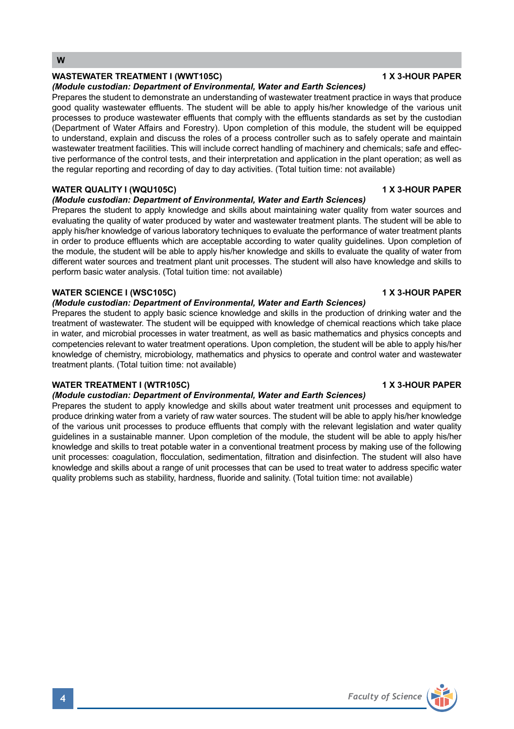## W

**WASTEWATER TREATMENT I (WWT105C)** **1 X 3-HOUR PAPER**

***(Module custodian: Department of Environmental, Water and Earth Sciences)***

Prepares the student to demonstrate an understanding of wastewater treatment practice in ways that produce good quality wastewater effluents. The student will be able to apply his/her knowledge of the various unit processes to produce wastewater effluents that comply with the effluents standards as set by the custodian (Department of Water Affairs and Forestry). Upon completion of this module, the student will be equipped to understand, explain and discuss the roles of a process controller such as to safely operate and maintain wastewater treatment facilities. This will include correct handling of machinery and chemicals; safe and effective performance of the control tests, and their interpretation and application in the plant operation; as well as the regular reporting and recording of day to day activities. (Total tuition time: not available)

**WATER QUALITY I (WQU105C)** **1 X 3-HOUR PAPER**

***(Module custodian: Department of Environmental, Water and Earth Sciences)***

Prepares the student to apply knowledge and skills about maintaining water quality from water sources and evaluating the quality of water produced by water and wastewater treatment plants. The student will be able to apply his/her knowledge of various laboratory techniques to evaluate the performance of water treatment plants in order to produce effluents which are acceptable according to water quality guidelines. Upon completion of the module, the student will be able to apply his/her knowledge and skills to evaluate the quality of water from different water sources and treatment plant unit processes. The student will also have knowledge and skills to perform basic water analysis. (Total tuition time: not available)

**WATER SCIENCE I (WSC105C)** **1 X 3-HOUR PAPER**

***(Module custodian: Department of Environmental, Water and Earth Sciences)***

Prepares the student to apply basic science knowledge and skills in the production of drinking water and the treatment of wastewater. The student will be equipped with knowledge of chemical reactions which take place in water, and microbial processes in water treatment, as well as basic mathematics and physics concepts and competencies relevant to water treatment operations. Upon completion, the student will be able to apply his/her knowledge of chemistry, microbiology, mathematics and physics to operate and control water and wastewater treatment plants. (Total tuition time: not available)

**WATER TREATMENT I (WTR105C)** **1 X 3-HOUR PAPER**

***(Module custodian: Department of Environmental, Water and Earth Sciences)***

Prepares the student to apply knowledge and skills about water treatment unit processes and equipment to produce drinking water from a variety of raw water sources. The student will be able to apply his/her knowledge of the various unit processes to produce effluents that comply with the relevant legislation and water quality guidelines in a sustainable manner. Upon completion of the module, the student will be able to apply his/her knowledge and skills to treat potable water in a conventional treatment process by making use of the following unit processes: coagulation, flocculation, sedimentation, filtration and disinfection. The student will also have knowledge and skills about a range of unit processes that can be used to treat water to address specific water quality problems such as stability, hardness, fluoride and salinity. (Total tuition time: not available)